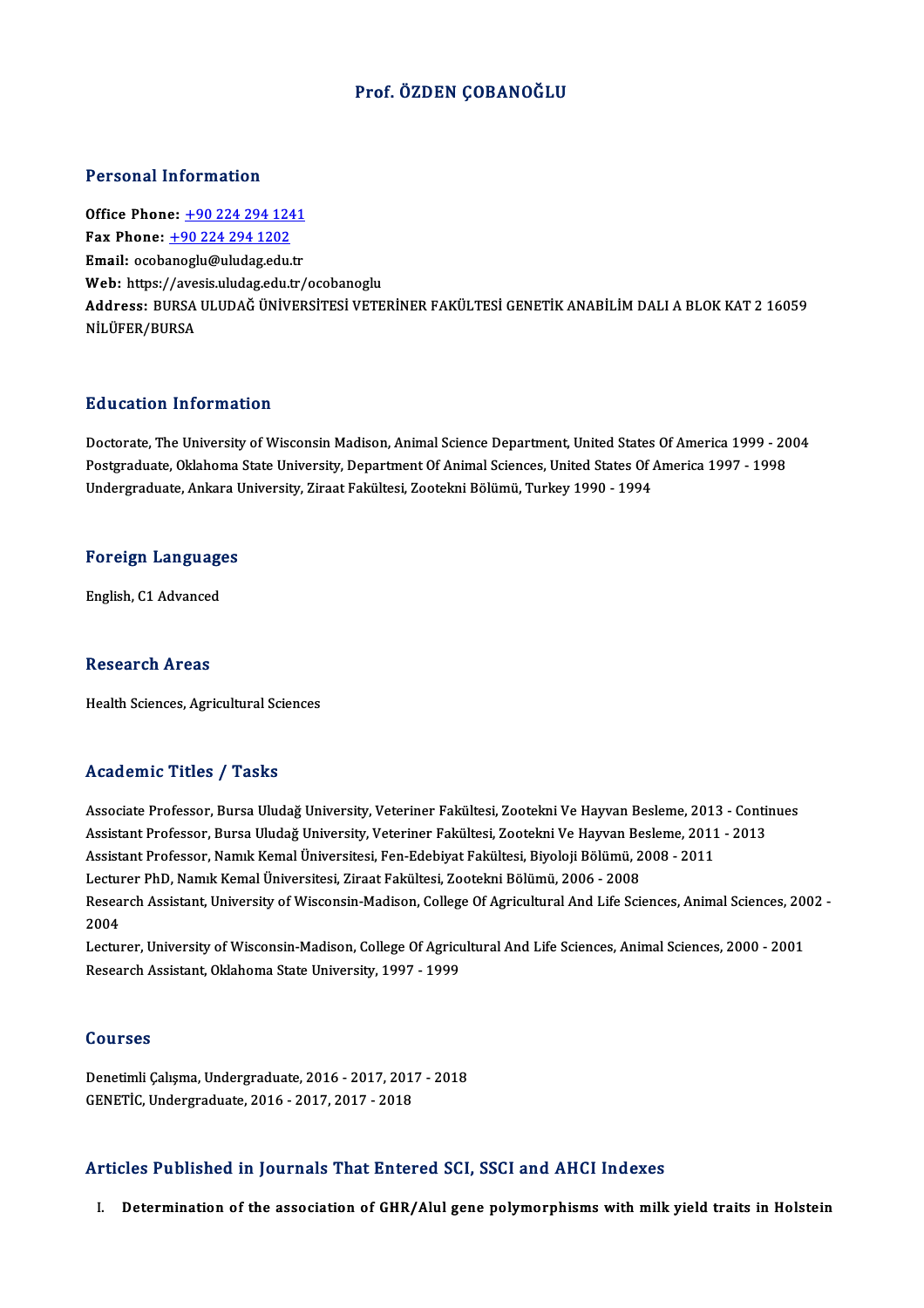# Prof. ÖZDEN ÇOBANOĞLU

## Personal Information

**Office Phone:** +90 224 294 1241
**Fax Phone:** +90 224 294 1202
**Email:** ocobanoglu@uludag.edu.tr
**Web:** https://avesis.uludag.edu.tr/ocobanoglu
**Address:** BURSA ULUDAĞ ÜNİVERSİTESİ VETERİNER FAKÜLTESİ GENETİK ANABİLİM DALI A BLOK KAT 2 16059 NİLÜFER/BURSA

## Education Information

Doctorate, The University of Wisconsin Madison, Animal Science Department, United States Of America 1999 - 2004
Postgraduate, Oklahoma State University, Department Of Animal Sciences, United States Of America 1997 - 1998
Undergraduate, Ankara University, Ziraat Fakültesi, Zootekni Bölümü, Turkey 1990 - 1994

## Foreign Languages

English, C1 Advanced

## Research Areas

Health Sciences, Agricultural Sciences

## Academic Titles / Tasks

Associate Professor, Bursa Uludağ University, Veteriner Fakültesi, Zootekni Ve Hayvan Besleme, 2013 - Continues
Assistant Professor, Bursa Uludağ University, Veteriner Fakültesi, Zootekni Ve Hayvan Besleme, 2011 - 2013
Assistant Professor, Namık Kemal Üniversitesi, Fen-Edebiyat Fakültesi, Biyoloji Bölümü, 2008 - 2011
Lecturer PhD, Namık Kemal Üniversitesi, Ziraat Fakültesi, Zootekni Bölümü, 2006 - 2008
Research Assistant, University of Wisconsin-Madison, College Of Agricultural And Life Sciences, Animal Sciences, 2002 - 2004
Lecturer, University of Wisconsin-Madison, College Of Agricultural And Life Sciences, Animal Sciences, 2000 - 2001
Research Assistant, Oklahoma State University, 1997 - 1999

## Courses

Denetimli Çalışma, Undergraduate, 2016 - 2017, 2017 - 2018
GENETİC, Undergraduate, 2016 - 2017, 2017 - 2018

## Articles Published in Journals That Entered SCI, SSCI and AHCI Indexes

I. **Determination of the association of GHR/AluI gene polymorphisms with milk yield traits in Holstein**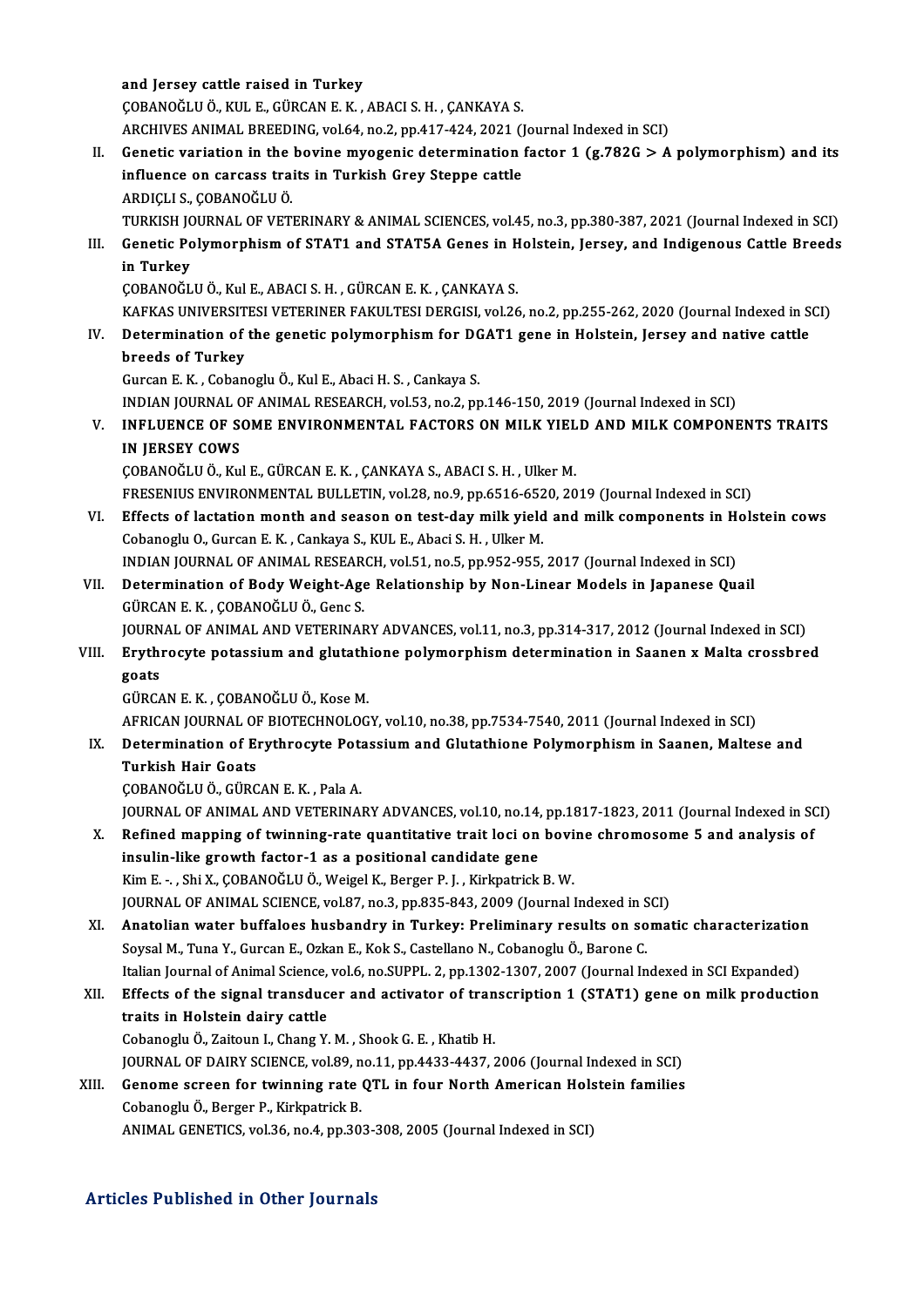and Jersey cattle raised in Turkey
ÇOBANOĞLU Ö., KUL E., GÜRCAN E. K. , ABACI S. H. , ÇANKAYA S.
ARCHIVES ANIMAL BREEDING, vol.64, no.2, pp.417-424, 2021 (Journal Indexed in SCI)

II. **Genetic variation in the bovine myogenic determination factor 1 (g.782G > A polymorphism) and its influence on carcass traits in Turkish Grey Steppe cattle**
ARDIÇLI S., ÇOBANOĞLU Ö.
TURKISH JOURNAL OF VETERINARY & ANIMAL SCIENCES, vol.45, no.3, pp.380-387, 2021 (Journal Indexed in SCI)

III. **Genetic Polymorphism of STAT1 and STAT5A Genes in Holstein, Jersey, and Indigenous Cattle Breeds in Turkey**
ÇOBANOĞLU Ö., Kul E., ABACI S. H. , GÜRCAN E. K. , ÇANKAYA S.
KAFKAS UNIVERSITESI VETERINER FAKULTESI DERGISI, vol.26, no.2, pp.255-262, 2020 (Journal Indexed in SCI)

IV. **Determination of the genetic polymorphism for DGAT1 gene in Holstein, Jersey and native cattle breeds of Turkey**
Gurcan E. K. , Cobanoglu Ö., Kul E., Abaci H. S. , Cankaya S.
INDIAN JOURNAL OF ANIMAL RESEARCH, vol.53, no.2, pp.146-150, 2019 (Journal Indexed in SCI)

V. **INFLUENCE OF SOME ENVIRONMENTAL FACTORS ON MILK YIELD AND MILK COMPONENTS TRAITS IN JERSEY COWS**
ÇOBANOĞLU Ö., Kul E., GÜRCAN E. K. , ÇANKAYA S., ABACI S. H. , Ulker M.
FRESENIUS ENVIRONMENTAL BULLETIN, vol.28, no.9, pp.6516-6520, 2019 (Journal Indexed in SCI)

VI. **Effects of lactation month and season on test-day milk yield and milk components in Holstein cows**
Cobanoglu O., Gurcan E. K. , Cankaya S., KUL E., Abaci S. H. , Ulker M.
INDIAN JOURNAL OF ANIMAL RESEARCH, vol.51, no.5, pp.952-955, 2017 (Journal Indexed in SCI)

VII. **Determination of Body Weight-Age Relationship by Non-Linear Models in Japanese Quail**
GÜRCAN E. K. , ÇOBANOĞLU Ö., Genc S.
JOURNAL OF ANIMAL AND VETERINARY ADVANCES, vol.11, no.3, pp.314-317, 2012 (Journal Indexed in SCI)

VIII. **Erythrocyte potassium and glutathione polymorphism determination in Saanen x Malta crossbred goats**
GÜRCAN E. K. , ÇOBANOĞLU Ö., Kose M.
AFRICAN JOURNAL OF BIOTECHNOLOGY, vol.10, no.38, pp.7534-7540, 2011 (Journal Indexed in SCI)

IX. **Determination of Erythrocyte Potassium and Glutathione Polymorphism in Saanen, Maltese and Turkish Hair Goats**
ÇOBANOĞLU Ö., GÜRCAN E. K. , Pala A.
JOURNAL OF ANIMAL AND VETERINARY ADVANCES, vol.10, no.14, pp.1817-1823, 2011 (Journal Indexed in SCI)

X. **Refined mapping of twinning-rate quantitative trait loci on bovine chromosome 5 and analysis of insulin-like growth factor-1 as a positional candidate gene**
Kim E. -. , Shi X., ÇOBANOĞLU Ö., Weigel K., Berger P. J. , Kirkpatrick B. W.
JOURNAL OF ANIMAL SCIENCE, vol.87, no.3, pp.835-843, 2009 (Journal Indexed in SCI)

XI. **Anatolian water buffaloes husbandry in Turkey: Preliminary results on somatic characterization**
Soysal M., Tuna Y., Gurcan E., Ozkan E., Kok S., Castellano N., Cobanoglu Ö., Barone C.
Italian Journal of Animal Science, vol.6, no.SUPPL. 2, pp.1302-1307, 2007 (Journal Indexed in SCI Expanded)

XII. **Effects of the signal transducer and activator of transcription 1 (STAT1) gene on milk production traits in Holstein dairy cattle**
Cobanoglu Ö., Zaitoun I., Chang Y. M. , Shook G. E. , Khatib H.
JOURNAL OF DAIRY SCIENCE, vol.89, no.11, pp.4433-4437, 2006 (Journal Indexed in SCI)

XIII. **Genome screen for twinning rate QTL in four North American Holstein families**
Cobanoglu Ö., Berger P., Kirkpatrick B.
ANIMAL GENETICS, vol.36, no.4, pp.303-308, 2005 (Journal Indexed in SCI)

## Articles Published in Other Journals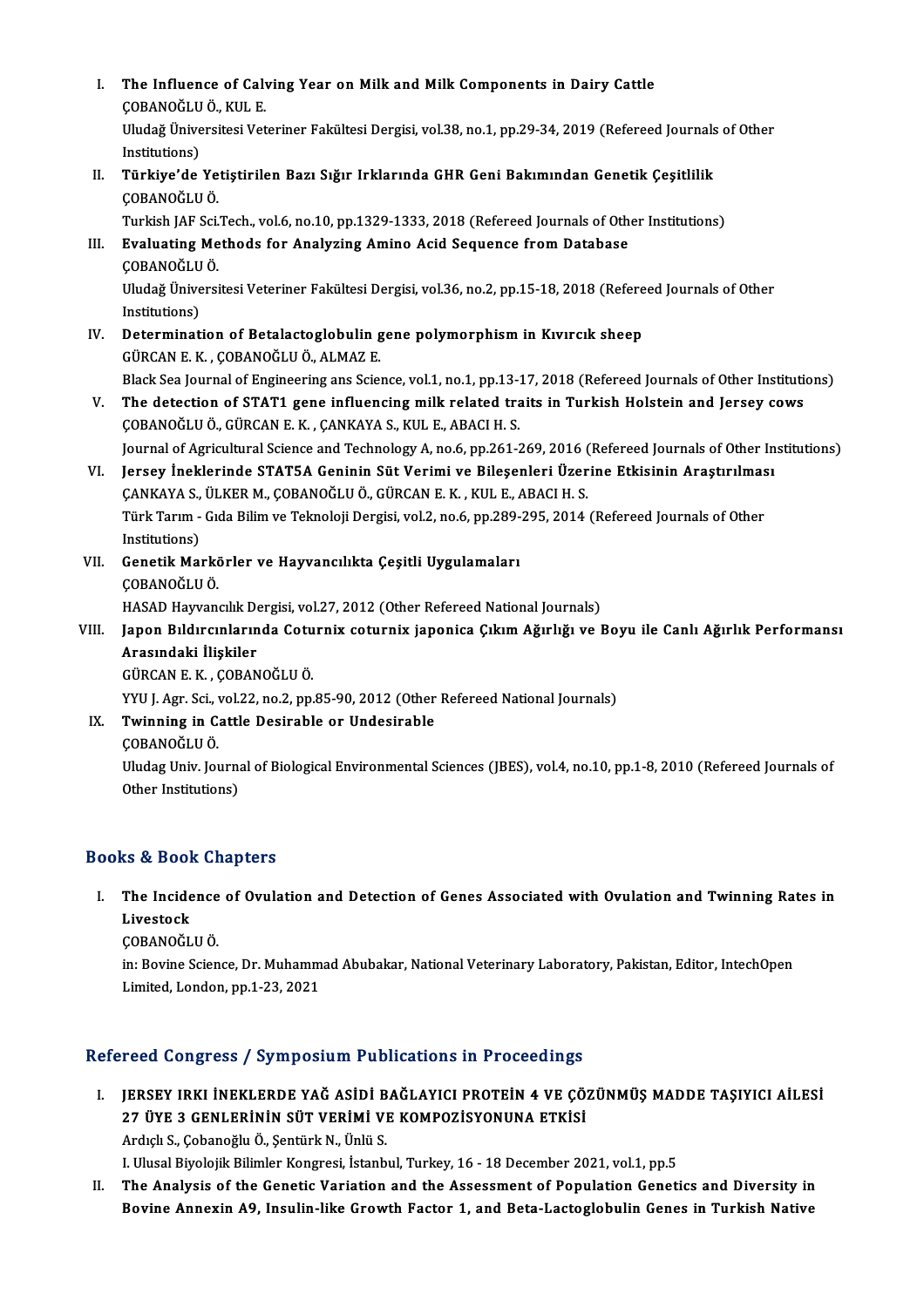I. **The Influence of Calving Year on Milk and Milk Components in Dairy Cattle**
   ÇOBANOĞLU Ö., KUL E.
   Uludağ Üniversitesi Veteriner Fakültesi Dergisi, vol.38, no.1, pp.29-34, 2019 (Refereed Journals of Other Institutions)
II. **Türkiye'de Yetiştirilen Bazı Sığır Irklarında GHR Geni Bakımından Genetik Çeşitlilik**
   ÇOBANOĞLU Ö.
   Turkish JAF Sci.Tech., vol.6, no.10, pp.1329-1333, 2018 (Refereed Journals of Other Institutions)
III. **Evaluating Methods for Analyzing Amino Acid Sequence from Database**
   ÇOBANOĞLU Ö.
   Uludağ Üniversitesi Veteriner Fakültesi Dergisi, vol.36, no.2, pp.15-18, 2018 (Refereed Journals of Other Institutions)
IV. **Determination of Betalactoglobulin gene polymorphism in Kıvırcık sheep**
   GÜRCAN E. K. , ÇOBANOĞLU Ö., ALMAZ E.
   Black Sea Journal of Engineering ans Science, vol.1, no.1, pp.13-17, 2018 (Refereed Journals of Other Institutions)
V. **The detection of STAT1 gene influencing milk related traits in Turkish Holstein and Jersey cows**
   ÇOBANOĞLU Ö., GÜRCAN E. K. , ÇANKAYA S., KUL E., ABACI H. S.
   Journal of Agricultural Science and Technology A, no.6, pp.261-269, 2016 (Refereed Journals of Other Institutions)
VI. **Jersey İneklerinde STAT5A Geninin Süt Verimi ve Bileşenleri Üzerine Etkisinin Araştırılması**
   ÇANKAYA S., ÜLKER M., ÇOBANOĞLU Ö., GÜRCAN E. K. , KUL E., ABACI H. S.
   Türk Tarım - Gıda Bilim ve Teknoloji Dergisi, vol.2, no.6, pp.289-295, 2014 (Refereed Journals of Other Institutions)
VII. **Genetik Markörler ve Hayvancılıkta Çeşitli Uygulamaları**
   ÇOBANOĞLU Ö.
   HASAD Hayvancılık Dergisi, vol.27, 2012 (Other Refereed National Journals)
VIII. **Japon Bıldırcınlarında Coturnix coturnix japonica Çıkım Ağırlığı ve Boyu ile Canlı Ağırlık Performansı Arasındaki İlişkiler**
   GÜRCAN E. K. , ÇOBANOĞLU Ö.
   YYU J. Agr. Sci., vol.22, no.2, pp.85-90, 2012 (Other Refereed National Journals)
IX. **Twinning in Cattle Desirable or Undesirable**
   ÇOBANOĞLU Ö.
   Uludag Univ. Journal of Biological Environmental Sciences (JBES), vol.4, no.10, pp.1-8, 2010 (Refereed Journals of Other Institutions)

## Books & Book Chapters

I. **The Incidence of Ovulation and Detection of Genes Associated with Ovulation and Twinning Rates in Livestock**
   ÇOBANOĞLU Ö.
   in: Bovine Science, Dr. Muhammad Abubakar, National Veterinary Laboratory, Pakistan, Editor, IntechOpen Limited, London, pp.1-23, 2021

## Refereed Congress / Symposium Publications in Proceedings

I. **JERSEY IRKI İNEKLERDE YAĞ ASİDİ BAĞLAYICI PROTEİN 4 VE ÇÖZÜNMÜŞ MADDE TAŞIYICI AİLESİ 27 ÜYE 3 GENLERİNİN SÜT VERİMİ VE KOMPOZİSYONUNA ETKİSİ**
   Ardıçlı S., Çobanoğlu Ö., Şentürk N., Ünlü S.
   I. Ulusal Biyolojik Bilimler Kongresi, İstanbul, Turkey, 16 - 18 December 2021, vol.1, pp.5
II. **The Analysis of the Genetic Variation and the Assessment of Population Genetics and Diversity in Bovine Annexin A9, Insulin-like Growth Factor 1, and Beta-Lactoglobulin Genes in Turkish Native**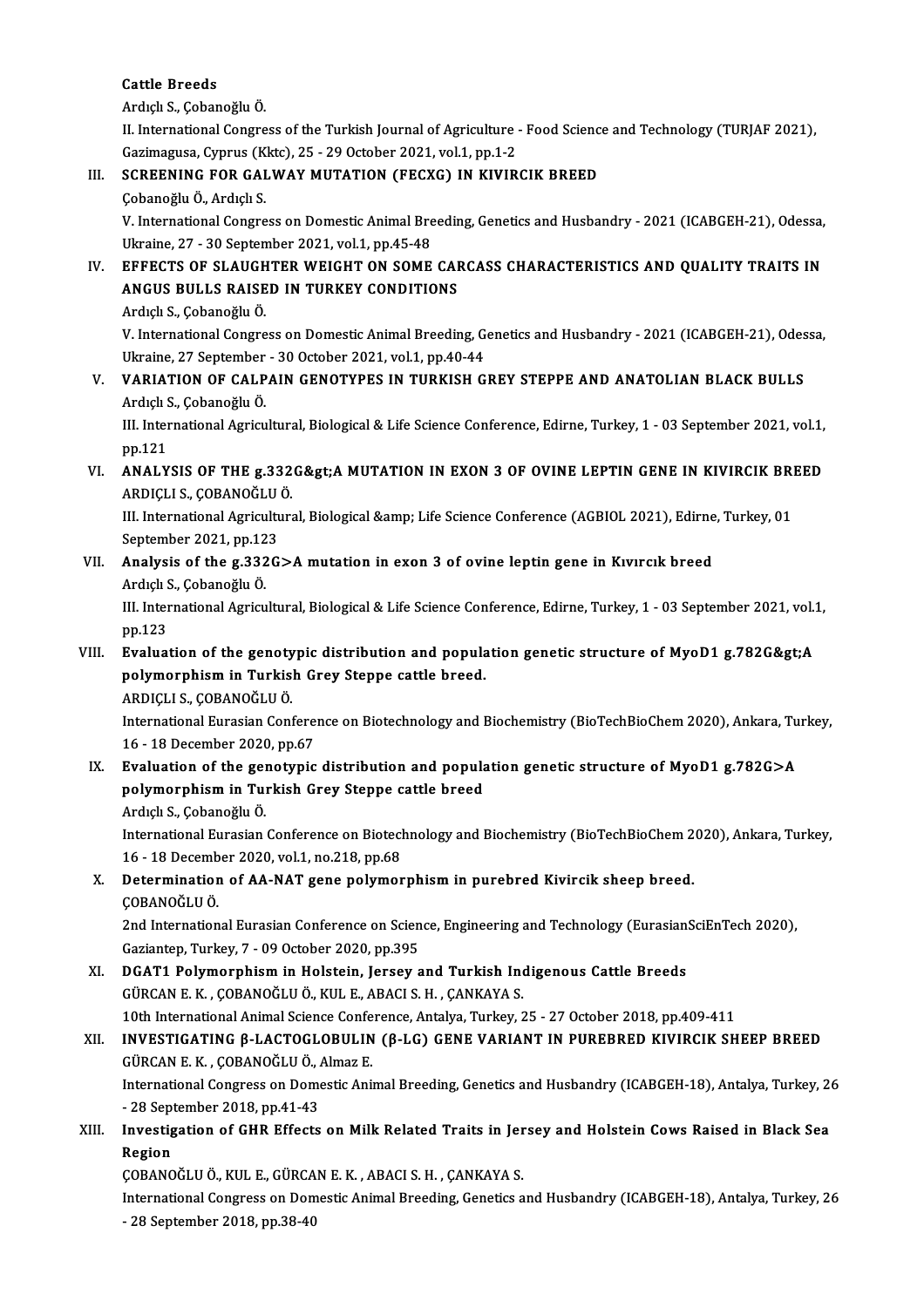Cattle Breeds
Ardıçlı S., Çobanoğlu Ö.
II. International Congress of the Turkish Journal of Agriculture - Food Science and Technology (TURJAF 2021), Gazimagusa, Cyprus (Kktc), 25 - 29 October 2021, vol.1, pp.1-2

III. **SCREENING FOR GALWAY MUTATION (FECXG) IN KIVIRCIK BREED**
Çobanoğlu Ö., Ardıçlı S.
V. International Congress on Domestic Animal Breeding, Genetics and Husbandry - 2021 (ICABGEH-21), Odessa, Ukraine, 27 - 30 September 2021, vol.1, pp.45-48

IV. **EFFECTS OF SLAUGHTER WEIGHT ON SOME CARCASS CHARACTERISTICS AND QUALITY TRAITS IN ANGUS BULLS RAISED IN TURKEY CONDITIONS**
Ardıçlı S., Çobanoğlu Ö.
V. International Congress on Domestic Animal Breeding, Genetics and Husbandry - 2021 (ICABGEH-21), Odessa, Ukraine, 27 September - 30 October 2021, vol.1, pp.40-44

V. **VARIATION OF CALPAIN GENOTYPES IN TURKISH GREY STEPPE AND ANATOLIAN BLACK BULLS**
Ardıçlı S., Çobanoğlu Ö.
III. International Agricultural, Biological & Life Science Conference, Edirne, Turkey, 1 - 03 September 2021, vol.1, pp.121

VI. **ANALYSIS OF THE g.332G&gt;A MUTATION IN EXON 3 OF OVINE LEPTIN GENE IN KIVIRCIK BREED**
ARDIÇLI S., ÇOBANOĞLU Ö.
III. International Agricultural, Biological &amp; Life Science Conference (AGBIOL 2021), Edirne, Turkey, 01 September 2021, pp.123

VII. **Analysis of the g.332G>A mutation in exon 3 of ovine leptin gene in Kıvırcık breed**
Ardıçlı S., Çobanoğlu Ö.
III. International Agricultural, Biological & Life Science Conference, Edirne, Turkey, 1 - 03 September 2021, vol.1, pp.123

VIII. **Evaluation of the genotypic distribution and population genetic structure of MyoD1 g.782G&gt;A polymorphism in Turkish Grey Steppe cattle breed.**
ARDIÇLI S., ÇOBANOĞLU Ö.
International Eurasian Conference on Biotechnology and Biochemistry (BioTechBioChem 2020), Ankara, Turkey, 16 - 18 December 2020, pp.67

IX. **Evaluation of the genotypic distribution and population genetic structure of MyoD1 g.782G>A polymorphism in Turkish Grey Steppe cattle breed**
Ardıçlı S., Çobanoğlu Ö.
International Eurasian Conference on Biotechnology and Biochemistry (BioTechBioChem 2020), Ankara, Turkey, 16 - 18 December 2020, vol.1, no.218, pp.68

X. **Determination of AA-NAT gene polymorphism in purebred Kivircik sheep breed.**
ÇOBANOĞLU Ö.
2nd International Eurasian Conference on Science, Engineering and Technology (EurasianSciEnTech 2020), Gaziantep, Turkey, 7 - 09 October 2020, pp.395

XI. **DGAT1 Polymorphism in Holstein, Jersey and Turkish Indigenous Cattle Breeds**
GÜRCAN E. K. , ÇOBANOĞLU Ö., KUL E., ABACI S. H. , ÇANKAYA S.
10th International Animal Science Conference, Antalya, Turkey, 25 - 27 October 2018, pp.409-411

XII. **INVESTIGATING β-LACTOGLOBULIN (β-LG) GENE VARIANT IN PUREBRED KIVIRCIK SHEEP BREED**
GÜRCAN E. K. , ÇOBANOĞLU Ö., Almaz E.
International Congress on Domestic Animal Breeding, Genetics and Husbandry (ICABGEH-18), Antalya, Turkey, 26 - 28 September 2018, pp.41-43

XIII. **Investigation of GHR Effects on Milk Related Traits in Jersey and Holstein Cows Raised in Black Sea Region**
ÇOBANOĞLU Ö., KUL E., GÜRCAN E. K. , ABACI S. H. , ÇANKAYA S.
International Congress on Domestic Animal Breeding, Genetics and Husbandry (ICABGEH-18), Antalya, Turkey, 26 - 28 September 2018, pp.38-40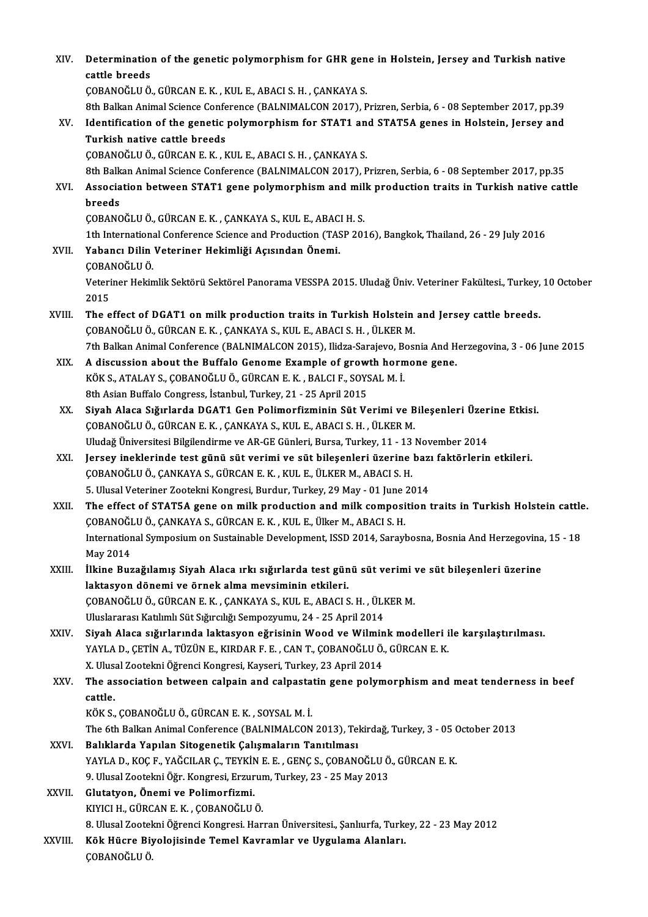XIV. **Determination of the genetic polymorphism for GHR gene in Holstein, Jersey and Turkish native cattle breeds**
ÇOBANOĞLU Ö., GÜRCAN E. K. , KUL E., ABACI S. H. , ÇANKAYA S.
8th Balkan Animal Science Conference (BALNIMALCON 2017), Prizren, Serbia, 6 - 08 September 2017, pp.39

XV. **Identification of the genetic polymorphism for STAT1 and STAT5A genes in Holstein, Jersey and Turkish native cattle breeds**
ÇOBANOĞLU Ö., GÜRCAN E. K. , KUL E., ABACI S. H. , ÇANKAYA S.
8th Balkan Animal Science Conference (BALNIMALCON 2017), Prizren, Serbia, 6 - 08 September 2017, pp.35

XVI. **Association between STAT1 gene polymorphism and milk production traits in Turkish native cattle breeds**
ÇOBANOĞLU Ö., GÜRCAN E. K. , ÇANKAYA S., KUL E., ABACI H. S.
1th International Conference Science and Production (TASP 2016), Bangkok, Thailand, 26 - 29 July 2016

XVII. **Yabancı Dilin Veteriner Hekimliği Açısından Önemi.**
ÇOBANOĞLU Ö.
Veteriner Hekimlik Sektörü Sektörel Panorama VESSPA 2015. Uludağ Üniv. Veteriner Fakültesi., Turkey, 10 October 2015

XVIII. **The effect of DGAT1 on milk production traits in Turkish Holstein and Jersey cattle breeds.**
ÇOBANOĞLU Ö., GÜRCAN E. K. , ÇANKAYA S., KUL E., ABACI S. H. , ÜLKER M.
7th Balkan Animal Conference (BALNIMALCON 2015), Ilidza-Sarajevo, Bosnia And Herzegovina, 3 - 06 June 2015

XIX. **A discussion about the Buffalo Genome Example of growth hormone gene.**
KÖK S., ATALAY S., ÇOBANOĞLU Ö., GÜRCAN E. K. , BALCI F., SOYSAL M. İ.
8th Asian Buffalo Congress, İstanbul, Turkey, 21 - 25 April 2015

XX. **Siyah Alaca Sığırlarda DGAT1 Gen Polimorfizminin Süt Verimi ve Bileşenleri Üzerine Etkisi.**
ÇOBANOĞLU Ö., GÜRCAN E. K. , ÇANKAYA S., KUL E., ABACI S. H. , ÜLKER M.
Uludağ Üniversitesi Bilgilendirme ve AR-GE Günleri, Bursa, Turkey, 11 - 13 November 2014

XXI. **Jersey ineklerinde test günü süt verimi ve süt bileşenleri üzerine bazı faktörlerin etkileri.**
ÇOBANOĞLU Ö., ÇANKAYA S., GÜRCAN E. K. , KUL E., ÜLKER M., ABACI S. H.
5. Ulusal Veteriner Zootekni Kongresi, Burdur, Turkey, 29 May - 01 June 2014

XXII. **The effect of STAT5A gene on milk production and milk composition traits in Turkish Holstein cattle.**
ÇOBANOĞLU Ö., ÇANKAYA S., GÜRCAN E. K. , KUL E., Ülker M., ABACI S. H.
International Symposium on Sustainable Development, ISSD 2014, Saraybosna, Bosnia And Herzegovina, 15 - 18 May 2014

XXIII. **İlkine Buzağılamış Siyah Alaca ırkı sığırlarda test günü süt verimi ve süt bileşenleri üzerine laktasyon dönemi ve örnek alma mevsiminin etkileri.**
ÇOBANOĞLU Ö., GÜRCAN E. K. , ÇANKAYA S., KUL E., ABACI S. H. , ÜLKER M.
Uluslararası Katılımlı Süt Sığırcılığı Sempozyumu, 24 - 25 April 2014

XXIV. **Siyah Alaca sığırlarında laktasyon eğrisinin Wood ve Wilmink modelleri ile karşılaştırılması.**
YAYLA D., ÇETİN A., TÜZÜN E., KIRDAR F. E. , CAN T., ÇOBANOĞLU Ö., GÜRCAN E. K.
X. Ulusal Zootekni Öğrenci Kongresi, Kayseri, Turkey, 23 April 2014

XXV. **The association between calpain and calpastatin gene polymorphism and meat tenderness in beef cattle.**
KÖK S., ÇOBANOĞLU Ö., GÜRCAN E. K. , SOYSAL M. İ.
The 6th Balkan Animal Conference (BALNIMALCON 2013), Tekirdağ, Turkey, 3 - 05 October 2013

XXVI. **Balıklarda Yapılan Sitogenetik Çalışmaların Tanıtılması**
YAYLA D., KOÇ F., YAĞCILAR Ç., TEYKİN E. E. , GENÇ S., ÇOBANOĞLU Ö., GÜRCAN E. K.
9. Ulusal Zootekni Öğr. Kongresi, Erzurum, Turkey, 23 - 25 May 2013

XXVII. **Glutatyon, Önemi ve Polimorfizmi.**
KIYICI H., GÜRCAN E. K. , ÇOBANOĞLU Ö.
8. Ulusal Zootekni Öğrenci Kongresi. Harran Üniversitesi., Şanlıurfa, Turkey, 22 - 23 May 2012

XXVIII. **Kök Hücre Biyolojisinde Temel Kavramlar ve Uygulama Alanları.**
ÇOBANOĞLU Ö.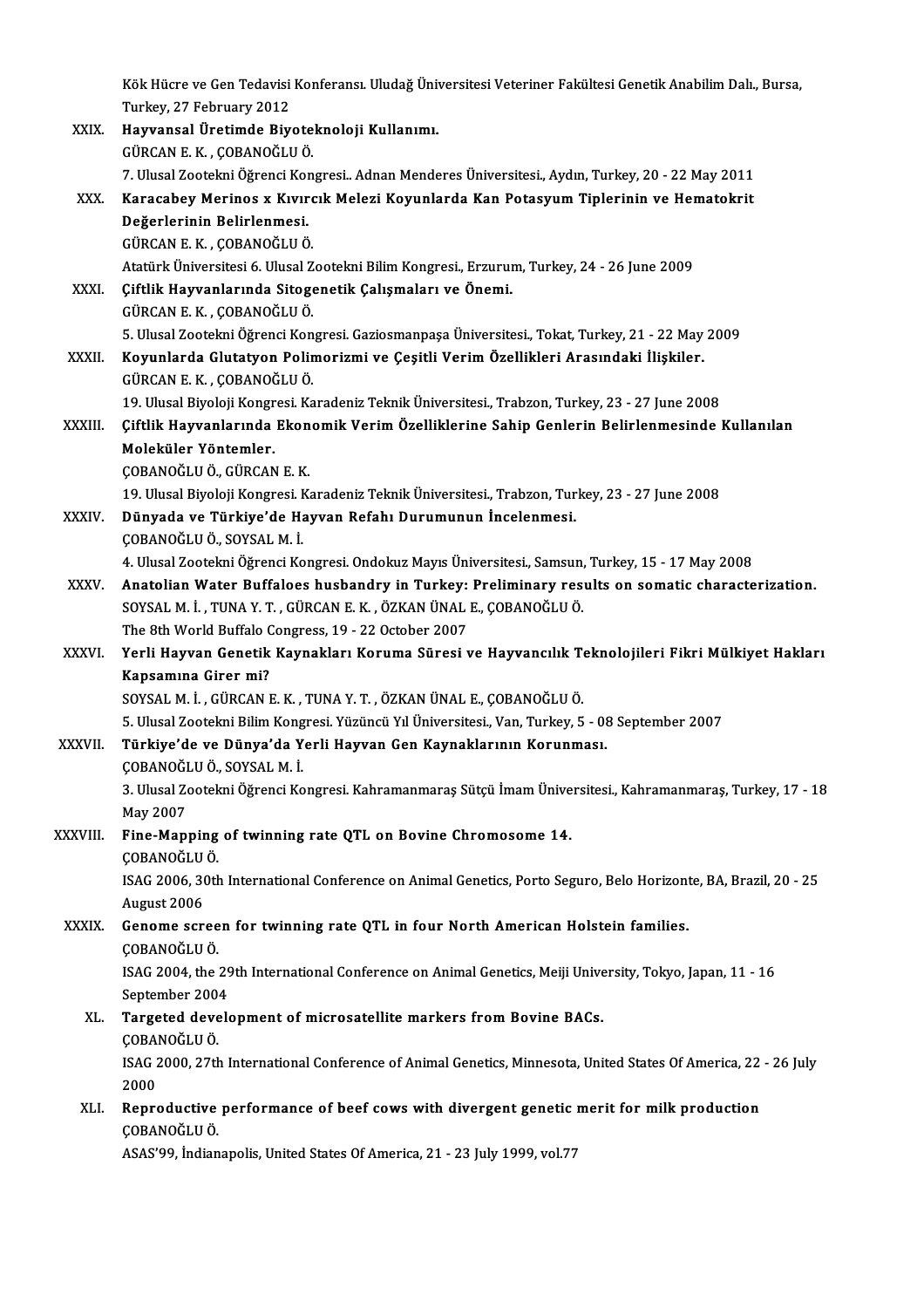Kök Hücre ve Gen Tedavisi Konferansı. Uludağ Üniversitesi Veteriner Fakültesi Genetik Anabilim Dalı., Bursa, Turkey, 27 February 2012

XXIX. **Hayvansal Üretimde Biyoteknoloji Kullanımı.**
GÜRCAN E. K. , ÇOBANOĞLU Ö.
7. Ulusal Zootekni Öğrenci Kongresi.. Adnan Menderes Üniversitesi., Aydın, Turkey, 20 - 22 May 2011

XXX. **Karacabey Merinos x Kıvırcık Melezi Koyunlarda Kan Potasyum Tiplerinin ve Hematokrit Değerlerinin Belirlenmesi.**
GÜRCAN E. K. , ÇOBANOĞLU Ö.
Atatürk Üniversitesi 6. Ulusal Zootekni Bilim Kongresi., Erzurum, Turkey, 24 - 26 June 2009

XXXI. **Çiftlik Hayvanlarında Sitogenetik Çalışmaları ve Önemi.**
GÜRCAN E. K. , ÇOBANOĞLU Ö.
5. Ulusal Zootekni Öğrenci Kongresi. Gaziosmanpaşa Üniversitesi., Tokat, Turkey, 21 - 22 May 2009

XXXII. **Koyunlarda Glutatyon Polimorizmi ve Çeşitli Verim Özellikleri Arasındaki İlişkiler.**
GÜRCAN E. K. , ÇOBANOĞLU Ö.
19. Ulusal Biyoloji Kongresi. Karadeniz Teknik Üniversitesi., Trabzon, Turkey, 23 - 27 June 2008

XXXIII. **Çiftlik Hayvanlarında Ekonomik Verim Özelliklerine Sahip Genlerin Belirlenmesinde Kullanılan Moleküler Yöntemler.**
ÇOBANOĞLU Ö., GÜRCAN E. K.
19. Ulusal Biyoloji Kongresi. Karadeniz Teknik Üniversitesi., Trabzon, Turkey, 23 - 27 June 2008

XXXIV. **Dünyada ve Türkiye'de Hayvan Refahı Durumunun İncelenmesi.**
ÇOBANOĞLU Ö., SOYSAL M. İ.
4. Ulusal Zootekni Öğrenci Kongresi. Ondokuz Mayıs Üniversitesi., Samsun, Turkey, 15 - 17 May 2008

XXXV. **Anatolian Water Buffaloes husbandry in Turkey: Preliminary results on somatic characterization.**
SOYSAL M. İ. , TUNA Y. T. , GÜRCAN E. K. , ÖZKAN ÜNAL E., ÇOBANOĞLU Ö.
The 8th World Buffalo Congress, 19 - 22 October 2007

XXXVI. **Yerli Hayvan Genetik Kaynakları Koruma Süresi ve Hayvancılık Teknolojileri Fikri Mülkiyet Hakları Kapsamına Girer mi?**
SOYSAL M. İ. , GÜRCAN E. K. , TUNA Y. T. , ÖZKAN ÜNAL E., ÇOBANOĞLU Ö.
5. Ulusal Zootekni Bilim Kongresi. Yüzüncü Yıl Üniversitesi., Van, Turkey, 5 - 08 September 2007

XXXVII. **Türkiye'de ve Dünya'da Yerli Hayvan Gen Kaynaklarının Korunması.**
ÇOBANOĞLU Ö., SOYSAL M. İ.
3. Ulusal Zootekni Öğrenci Kongresi. Kahramanmaraş Sütçü İmam Üniversitesi., Kahramanmaraş, Turkey, 17 - 18 May 2007

XXXVIII. **Fine-Mapping of twinning rate QTL on Bovine Chromosome 14.**
ÇOBANOĞLU Ö.
ISAG 2006, 30th International Conference on Animal Genetics, Porto Seguro, Belo Horizonte, BA, Brazil, 20 - 25 August 2006

XXXIX. **Genome screen for twinning rate QTL in four North American Holstein families.**
ÇOBANOĞLU Ö.
ISAG 2004, the 29th International Conference on Animal Genetics, Meiji University, Tokyo, Japan, 11 - 16 September 2004

XL. **Targeted development of microsatellite markers from Bovine BACs.**
ÇOBANOĞLU Ö.
ISAG 2000, 27th International Conference of Animal Genetics, Minnesota, United States Of America, 22 - 26 July 2000

XLI. **Reproductive performance of beef cows with divergent genetic merit for milk production**
ÇOBANOĞLU Ö.
ASAS'99, İndianapolis, United States Of America, 21 - 23 July 1999, vol.77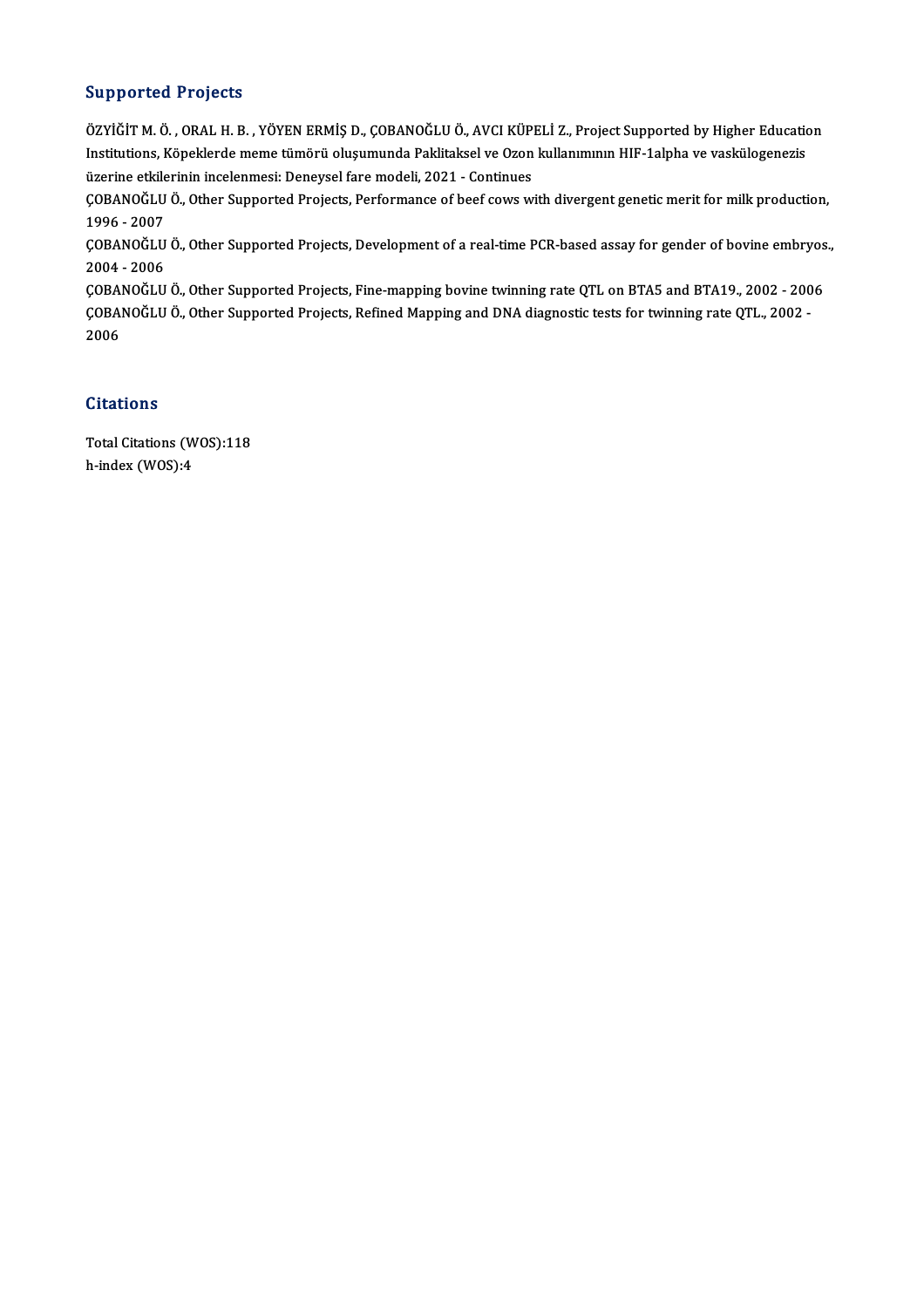## Supported Projects

ÖZYİĞİT M. Ö. , ORAL H. B. , YÖYEN ERMİŞ D., ÇOBANOĞLU Ö., AVCI KÜPELİ Z., Project Supported by Higher Education Institutions, Köpeklerde meme tümörü oluşumunda Paklitaksel ve Ozon kullanımının HIF-1alpha ve vaskülogenezis üzerine etkilerinin incelenmesi: Deneysel fare modeli, 2021 - Continues

ÇOBANOĞLU Ö., Other Supported Projects, Performance of beef cows with divergent genetic merit for milk production, 1996 - 2007

ÇOBANOĞLU Ö., Other Supported Projects, Development of a real-time PCR-based assay for gender of bovine embryos., 2004 - 2006

ÇOBANOĞLU Ö., Other Supported Projects, Fine-mapping bovine twinning rate QTL on BTA5 and BTA19., 2002 - 2006

ÇOBANOĞLU Ö., Other Supported Projects, Refined Mapping and DNA diagnostic tests for twinning rate QTL., 2002 - 2006

## Citations

Total Citations (WOS):118
h-index (WOS):4